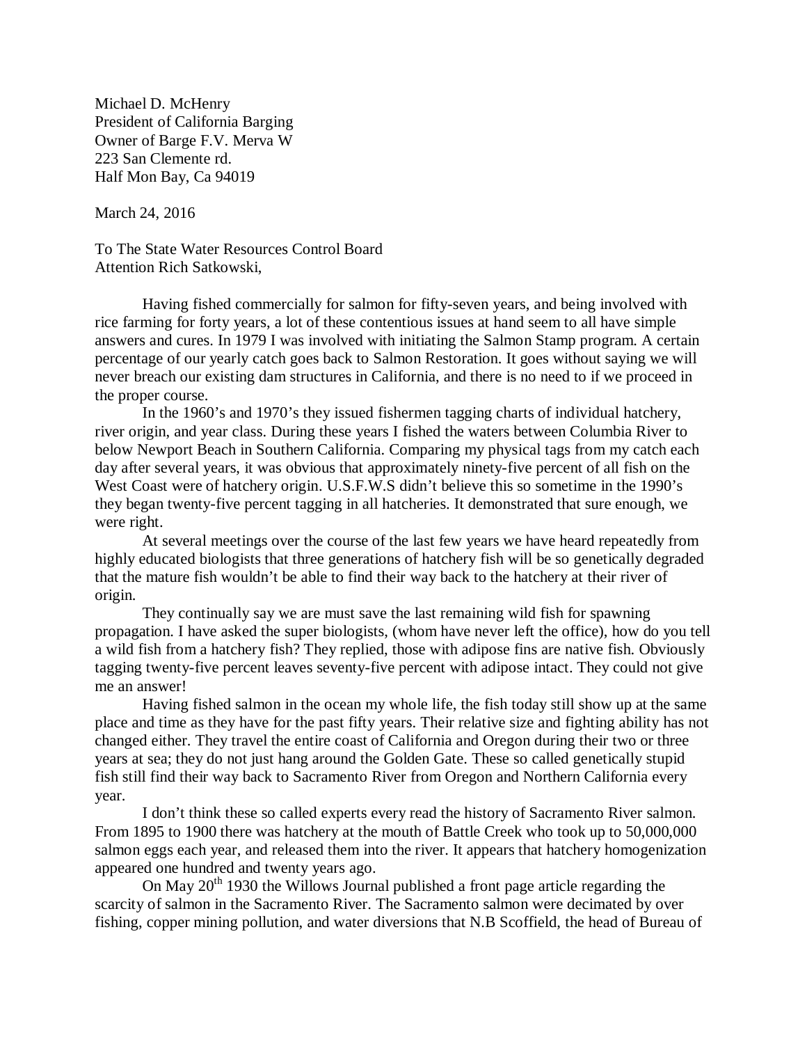Michael D. McHenry
President of California Barging
Owner of Barge F.V. Merva W
223 San Clemente rd.
Half Mon Bay, Ca 94019

March 24, 2016

To The State Water Resources Control Board
Attention Rich Satkowski,

Having fished commercially for salmon for fifty-seven years, and being involved with rice farming for forty years, a lot of these contentious issues at hand seem to all have simple answers and cures. In 1979 I was involved with initiating the Salmon Stamp program. A certain percentage of our yearly catch goes back to Salmon Restoration. It goes without saying we will never breach our existing dam structures in California, and there is no need to if we proceed in the proper course.

In the 1960's and 1970's they issued fishermen tagging charts of individual hatchery, river origin, and year class. During these years I fished the waters between Columbia River to below Newport Beach in Southern California. Comparing my physical tags from my catch each day after several years, it was obvious that approximately ninety-five percent of all fish on the West Coast were of hatchery origin. U.S.F.W.S didn't believe this so sometime in the 1990's they began twenty-five percent tagging in all hatcheries. It demonstrated that sure enough, we were right.

At several meetings over the course of the last few years we have heard repeatedly from highly educated biologists that three generations of hatchery fish will be so genetically degraded that the mature fish wouldn't be able to find their way back to the hatchery at their river of origin.

They continually say we are must save the last remaining wild fish for spawning propagation. I have asked the super biologists, (whom have never left the office), how do you tell a wild fish from a hatchery fish? They replied, those with adipose fins are native fish. Obviously tagging twenty-five percent leaves seventy-five percent with adipose intact. They could not give me an answer!

Having fished salmon in the ocean my whole life, the fish today still show up at the same place and time as they have for the past fifty years. Their relative size and fighting ability has not changed either. They travel the entire coast of California and Oregon during their two or three years at sea; they do not just hang around the Golden Gate. These so called genetically stupid fish still find their way back to Sacramento River from Oregon and Northern California every year.

I don't think these so called experts every read the history of Sacramento River salmon. From 1895 to 1900 there was hatchery at the mouth of Battle Creek who took up to 50,000,000 salmon eggs each year, and released them into the river. It appears that hatchery homogenization appeared one hundred and twenty years ago.

On May 20th 1930 the Willows Journal published a front page article regarding the scarcity of salmon in the Sacramento River. The Sacramento salmon were decimated by over fishing, copper mining pollution, and water diversions that N.B Scoffield, the head of Bureau of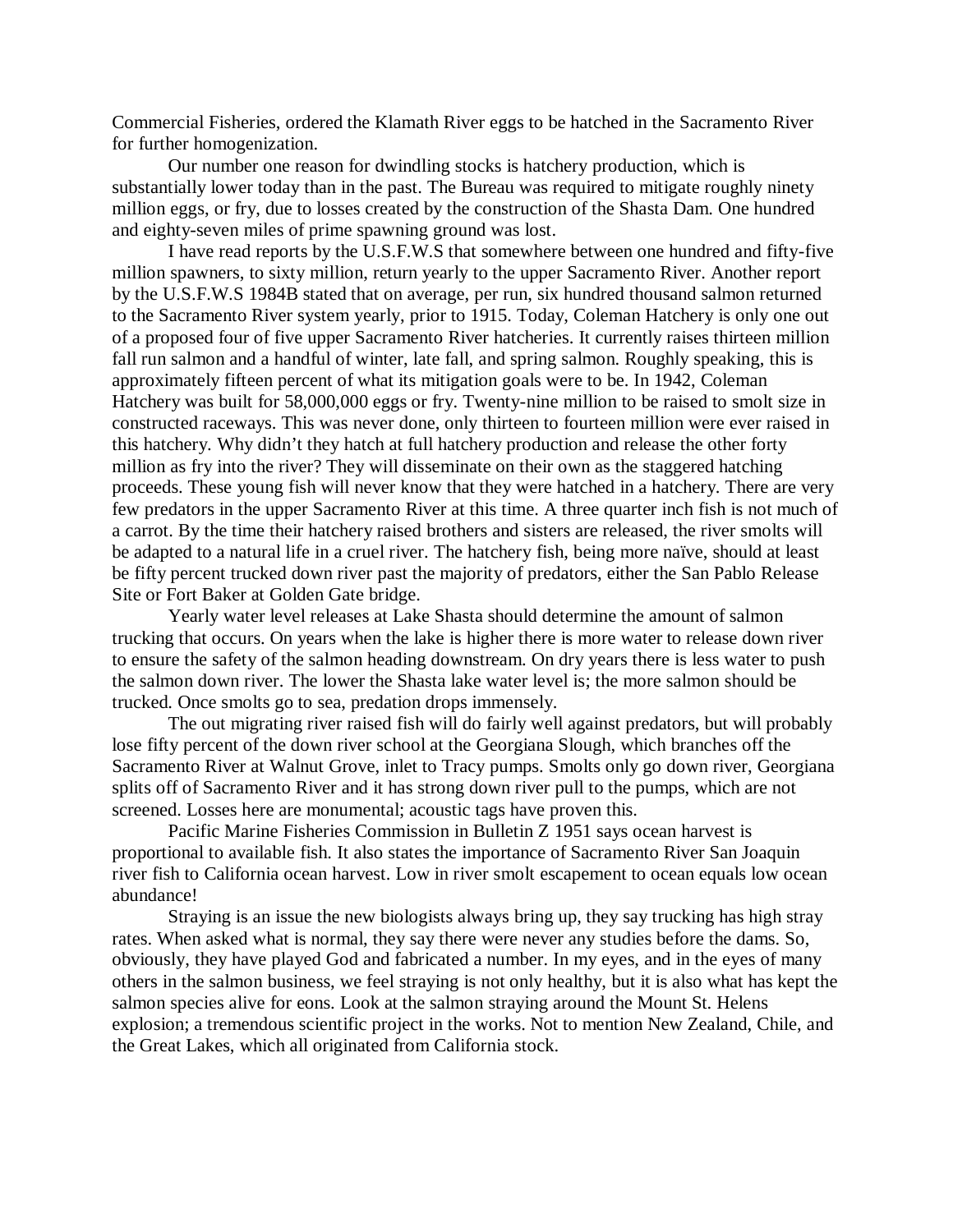Commercial Fisheries, ordered the Klamath River eggs to be hatched in the Sacramento River for further homogenization.

Our number one reason for dwindling stocks is hatchery production, which is substantially lower today than in the past. The Bureau was required to mitigate roughly ninety million eggs, or fry, due to losses created by the construction of the Shasta Dam. One hundred and eighty-seven miles of prime spawning ground was lost.

I have read reports by the U.S.F.W.S that somewhere between one hundred and fifty-five million spawners, to sixty million, return yearly to the upper Sacramento River. Another report by the U.S.F.W.S 1984B stated that on average, per run, six hundred thousand salmon returned to the Sacramento River system yearly, prior to 1915. Today, Coleman Hatchery is only one out of a proposed four of five upper Sacramento River hatcheries. It currently raises thirteen million fall run salmon and a handful of winter, late fall, and spring salmon. Roughly speaking, this is approximately fifteen percent of what its mitigation goals were to be. In 1942, Coleman Hatchery was built for 58,000,000 eggs or fry. Twenty-nine million to be raised to smolt size in constructed raceways. This was never done, only thirteen to fourteen million were ever raised in this hatchery. Why didn't they hatch at full hatchery production and release the other forty million as fry into the river? They will disseminate on their own as the staggered hatching proceeds. These young fish will never know that they were hatched in a hatchery. There are very few predators in the upper Sacramento River at this time. A three quarter inch fish is not much of a carrot. By the time their hatchery raised brothers and sisters are released, the river smolts will be adapted to a natural life in a cruel river. The hatchery fish, being more naïve, should at least be fifty percent trucked down river past the majority of predators, either the San Pablo Release Site or Fort Baker at Golden Gate bridge.

Yearly water level releases at Lake Shasta should determine the amount of salmon trucking that occurs. On years when the lake is higher there is more water to release down river to ensure the safety of the salmon heading downstream. On dry years there is less water to push the salmon down river. The lower the Shasta lake water level is; the more salmon should be trucked. Once smolts go to sea, predation drops immensely.

The out migrating river raised fish will do fairly well against predators, but will probably lose fifty percent of the down river school at the Georgiana Slough, which branches off the Sacramento River at Walnut Grove, inlet to Tracy pumps. Smolts only go down river, Georgiana splits off of Sacramento River and it has strong down river pull to the pumps, which are not screened. Losses here are monumental; acoustic tags have proven this.

Pacific Marine Fisheries Commission in Bulletin Z 1951 says ocean harvest is proportional to available fish. It also states the importance of Sacramento River San Joaquin river fish to California ocean harvest. Low in river smolt escapement to ocean equals low ocean abundance!

Straying is an issue the new biologists always bring up, they say trucking has high stray rates. When asked what is normal, they say there were never any studies before the dams. So, obviously, they have played God and fabricated a number. In my eyes, and in the eyes of many others in the salmon business, we feel straying is not only healthy, but it is also what has kept the salmon species alive for eons. Look at the salmon straying around the Mount St. Helens explosion; a tremendous scientific project in the works. Not to mention New Zealand, Chile, and the Great Lakes, which all originated from California stock.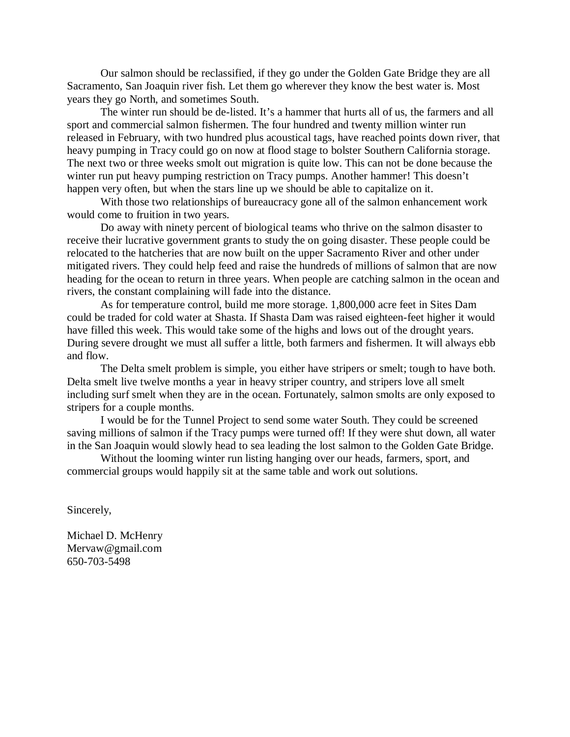Our salmon should be reclassified, if they go under the Golden Gate Bridge they are all Sacramento, San Joaquin river fish. Let them go wherever they know the best water is. Most years they go North, and sometimes South.

The winter run should be de-listed. It's a hammer that hurts all of us, the farmers and all sport and commercial salmon fishermen. The four hundred and twenty million winter run released in February, with two hundred plus acoustical tags, have reached points down river, that heavy pumping in Tracy could go on now at flood stage to bolster Southern California storage. The next two or three weeks smolt out migration is quite low. This can not be done because the winter run put heavy pumping restriction on Tracy pumps. Another hammer! This doesn't happen very often, but when the stars line up we should be able to capitalize on it.

With those two relationships of bureaucracy gone all of the salmon enhancement work would come to fruition in two years.

Do away with ninety percent of biological teams who thrive on the salmon disaster to receive their lucrative government grants to study the on going disaster. These people could be relocated to the hatcheries that are now built on the upper Sacramento River and other under mitigated rivers. They could help feed and raise the hundreds of millions of salmon that are now heading for the ocean to return in three years. When people are catching salmon in the ocean and rivers, the constant complaining will fade into the distance.

As for temperature control, build me more storage. 1,800,000 acre feet in Sites Dam could be traded for cold water at Shasta. If Shasta Dam was raised eighteen-feet higher it would have filled this week. This would take some of the highs and lows out of the drought years. During severe drought we must all suffer a little, both farmers and fishermen. It will always ebb and flow.

The Delta smelt problem is simple, you either have stripers or smelt; tough to have both. Delta smelt live twelve months a year in heavy striper country, and stripers love all smelt including surf smelt when they are in the ocean. Fortunately, salmon smolts are only exposed to stripers for a couple months.

I would be for the Tunnel Project to send some water South. They could be screened saving millions of salmon if the Tracy pumps were turned off! If they were shut down, all water in the San Joaquin would slowly head to sea leading the lost salmon to the Golden Gate Bridge.

Without the looming winter run listing hanging over our heads, farmers, sport, and commercial groups would happily sit at the same table and work out solutions.

Sincerely,

Michael D. McHenry
Mervaw@gmail.com
650-703-5498